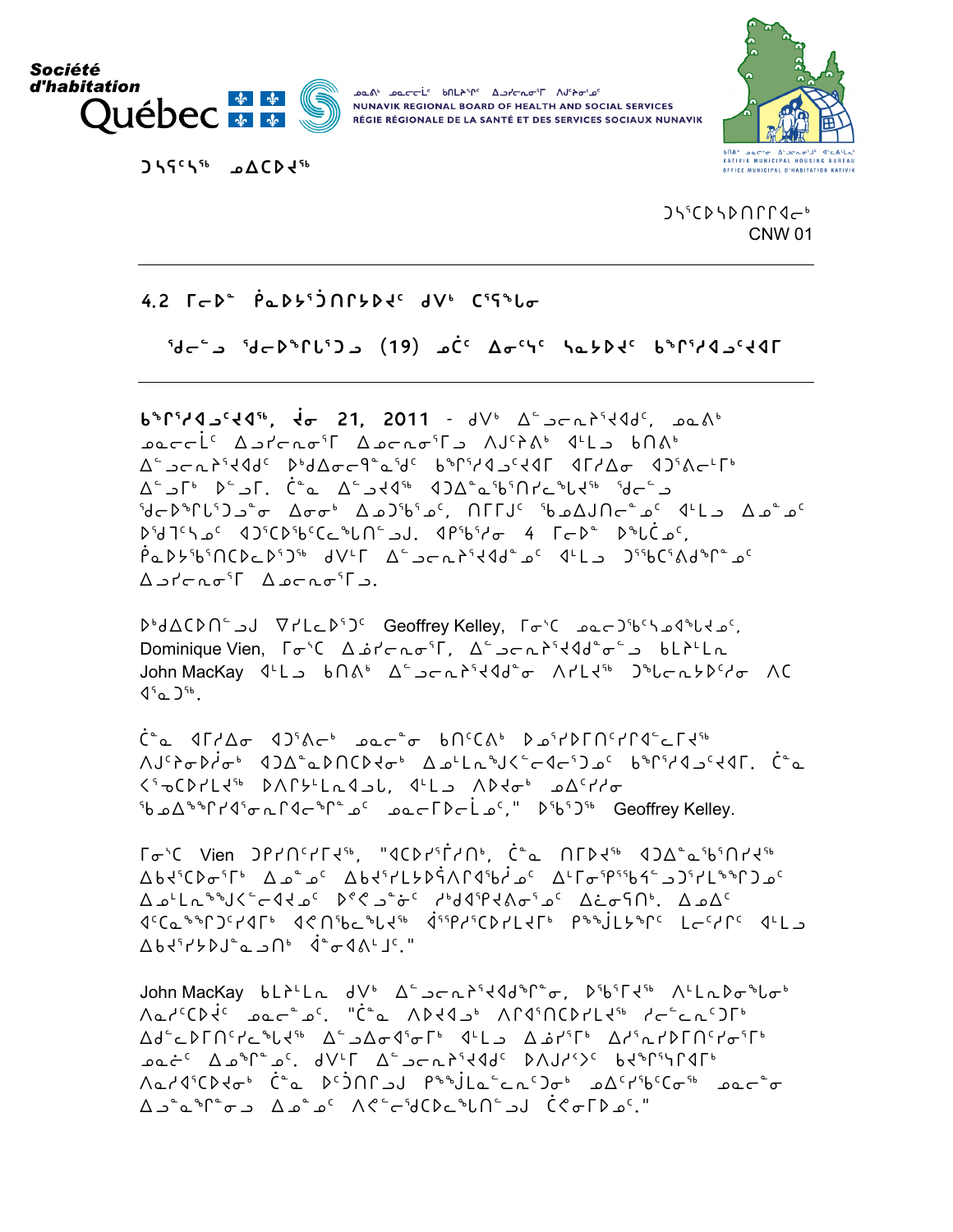Société d'habitation Québec

ᓄᓇᕕᒃ ᓄᓇᓕᖕᓂᑦ ᑲᑎᒪᔨᖏᑦ ᐋᓐᓂᐊᓂᕐᒥ ᐱᐅᓯᕐᓂᓪᓗ
NUNAVIK REGIONAL BOARD OF HEALTH AND SOCIAL SERVICES
RÉGIE RÉGIONALE DE LA SANTÉ ET DES SERVICES SOCIAUX NUNAVIK

ᑲᑎᕕᒃ ᓄᓇᓕᓐᓂ ᐃᒡᓗᓕᕆᓂᕐᒧᑦ ᐊᓯᑲᕕᖓ
KATIVIK MUNICIPAL HOUSING BUREAU
OFFICE MUNICIPAL D'HABITATION KATIVIK

ᑐᓴᕐᑕᓴᖅ ᓄᐃᑕᐅᔪᖅ

ᑐᓴᕐᑕᐅᓴᐅᑎᒋᒋᐊᓕᒃ
CNW 01

## 4.2 ᒥᓕᐅᓐ ᑮᓇᐅᔭᕐᑑᑎᒋᔭᐅᔪᑦ ᑯᐯᒃ ᑕᕐᕋᖓᓂ

### ᖁᓕᓪᓗ ᖁᓕᐅᖏᒐᕐᑐᓗ (19) ᓄᑖᑦ ᐃᓂᑦᓴᑦ ᓴᓇᔭᐅᔪᑦ ᑲᖏᕐᓱᐊᓗᑦᔪᐊᒥ

ᑲᖏᕐᓱᐊᓗᑦᔪᐊᖅ, ᔫᓂ 21, 2011 - ᑯᐯᒃ ᐃᓪᓗᓕᕆᓂᕐᔪᐊᑯᑦ, ᓄᓇᕕᒃ ᓄᓇᓕᖕᓂᑦ ᐃᓗᓯᓕᕆᓂᕐᒥ ᐃᓄᓕᕆᓂᕐᒥᓗ ᐱᒍᑦᓯᕕᒃ ᐊᒻᒪᓗ ᑲᑎᕕᒃ ᐃᓪᓗᓕᕆᓂᕐᔪᐊᑯᑦ ᐅᒃᑯᐃᓂᓕᒌᓐᓇᖁᑦ ᑲᖏᕐᓱᐊᓗᑦᔪᐊᒥ ᐊᒥᓯᐃᓂ ᐊᑐᕐᐱᓕᒻᒥᒃ ᐃᓪᓗᒥᒃ ᐅᓪᓗᒥ. ᑖᓐᓇ ᐃᓪᓗᔪᐊᖅ ᐊᑐᐃᓐᓇᖃᕐᑎᓯᓕᖅᑲᔪᖅ ᖁᓕᓪᓗ ᖁᓕᐅᖏᒐᕐᑐᓐᓂᒃ ᐃᓂᓂᒃ ᐃᓄᑐᖃᕐᓄᑦ, ᑎᒥᒥᒍᑦ ᖃᓄᐃᒍᑎᓖᓐᓄᑦ ᐊᒻᒪᓗ ᐃᓄᓐᓄᑦ ᐅᕐᑯᒪᑦᓴᓄᑦ ᐊᑐᕐᑕᐅᑦᑲᓕᑦᑕᖅᑲᑎᓪᓗᒍ. ᐊᑭᖃᕐᑐᓂ 4 ᒥᓕᐅᓐ ᐅᖅᑳᓄᑦ, ᑮᓇᐅᔮᕐᑎᑕᐅᓗᐅᕐᑐᖅ ᑯᐯᒥ ᐃᓪᓗᓕᕆᓂᕐᔪᐊᑯᓐᓄᑦ ᐊᒻᒪᓗ ᑐᕐᖃᑕᕐᕕᑯᕐᒥᓐᓄᑦ ᐃᓗᓯᓕᕆᓂᕐᒥ ᐃᓄᓕᕆᓂᕐᒥᓗ.

ᐅᒃᑯᐃᑕᐅᑎᓪᓗᒍ ᐁᓯᒪᓕᐅᕐᑐᑦ Geoffrey Kelley, ᒥᓂᔅᑕ ᓄᓇᓕᑐᖃᕐᓴᓄᐊᖅᓯᔪᓄᑦ, Dominique Vien, ᒥᓂᔅᑕ ᐃᓅᓯᓕᕆᓂᕐᒥ, ᐃᓪᓗᓕᕆᓂᕐᔪᐊᑯᓐᓂᓪᓗ ᑲᒪᔨᒪᓕᕆᓂ John MacKay ᐊᒻᒪᓗ ᑲᑎᕕᒃ ᐃᓪᓗᓕᕆᓂᕐᔪᐊᑯᓐᓂ ᐱᓯᒪᔪᖅ ᑐᖅᑲᓕᕆᔭᐅᑦᓯᓂ ᐱᑕᐊᕐᓇᑐᖅ.

ᑖᓐᓇ ᐊᒥᓯᐃᓂ ᐊᑐᕐᐱᓕᒃ ᓄᓇᓕᓐᓂ ᑲᑎᑦᑕᕕᒃ ᐅᓄᕐᓯᐅᒥᑎᑦᓯᔪᐊᓪᓕᓂᐊᖅ ᐱᒍᑦᓯᓂᐅᓲᓂᒃ ᐊᑐᐃᓐᓇᐅᑎᑕᐅᔪᓂᒃ ᐃᓄᒻᒪᕆᒃᑯᓪᓕᐊᓪᓗᑐᓐᓄᑦ ᑲᖏᕐᓱᐊᓗᑦᔪᐊᒥ. ᑖᓐᓇ ᐸᕐᓂᑕᐅᓯᒪᔪᖅ ᐅᐱᒋᔭᒪᓇᐊᓗᒐ, ᐊᒻᒪᓗ ᐱᐅᔪᓂᒃ ᓄᐃᑦᓯᓂ ᖃᓄᐃᕝᕝᒋᓯᐊᕐᓂᕆᐊᓕᒡᕐᓇᓐᓄᑦ ᓄᓇᓕᒥᐅᓕᒫᓄᑦ," ᐅᖃᕐᑐᖅ Geoffrey Kelley.

ᒥᓂᔅᑕ Vien ᑐᑭᓯᑦᓯᒋᔭᖅ, "ᐊᑕᐅᓯᕐᒥᓯᑎᒃ, ᑖᓐᓇ ᑎᒥᐅᔭᖅ ᐊᑐᐃᓐᓇᖃᕐᑎᓯᔪᖅ ᐃᑲᔪᕐᑕᐅᓂᕐᒥᒃ ᐃᓄᓐᓄᑦ ᐃᑲᔪᕐᓯᒪᔭᐅᕙᓪᓕᐊᕐᑲᓪᓂᓄᑦ ᐃᒻᒥᓂᕐᑭᕐᖃᑦᓯᓪᓗᕐᓯᒪᓂᖅᑐᓄᑦ ᐃᓄᒪᓇᖅᑰᖅᓯᓐᓂᑦ ᐅᑉᐸᓗᓐᓂᑦ ᓯᑯᐊᕐᑭᓯᐊᕕᓂᕐᓄᑦ ᐃᓖᓂᕋᑎᒃ. ᐃᓄᐃᑦ ᐊᑦᑕᓇᕐᖢᑦᓯᐊᒥᒃ ᐊᕙᑎᖃᓪᓚᖅ ᐋᕐᕿᓯᑦᑐᔪᓕᐊᒥᒃ ᑭᒃᑯᒧᔭᕐᒥᑦ ᒪᓕᑦᓯᒥᑦ ᐊᒻᒪᓗ ᐃᑲᔪᕐᓯᔭᐅᒍᓐᓇᓗᑎᒃ ᐋᓐᓂᐊᕕᒻᒧᑦ."

John MacKay ᑲᒪᔨᒪᓕᕆ ᑯᐯᒃ ᐃᓪᓗᓕᕆᓂᕐᔪᐊᑯᖏᓐᓂ, ᐅᖃᕐᒥᔪᖅ ᐱᒪᓕᕆᓂᐅᓗᓂᒃ ᐱᓇᓯᑦᑕᐅᔫᑦ ᓄᓇᓕᓐᓄᑦ. "ᑖᓐᓇ ᐱᐅᔪᐊᓗᒃ ᐱᕈᐊᕐᑎᑕᐅᓯᒪᔪᖅ ᓯᓚᓪᓕᓇᑦᑐᒥᒃ ᐃᒡᓗᓕᐅᕆᒥᑦᓯᓕᖅᑯᖅ ᐃᓪᓗᐃᓄᐊᕐᓂᒥᒃ ᐊᒻᒪᓗ ᐃᓅᓯᕐᒥᒃ ᐃᓱᕐᓇᓯᐅᕆᒥᑦᓯᓂᕐᒥᒃ ᓄᓇᓖᑦ ᐃᓄᖕᓂᓐᓄᑦ. ᑯᐯᒥ ᐃᓪᓗᓕᕆᓂᕐᔪᐊᑯᑦ ᐅᐱᒍᓱᒃᐳᑦ ᑲᔪᖕᒋᕐᓴᕆᐊᒥᒃ ᐱᓇᓱᐊᕐᑕᐅᔪᓂᒃ ᑖᓐᓇ ᐅᑦᔫᑎᒥᓗ ᑭᒃᑯᒧᔭᓚᓐᓂᓐᑐᓂᒃ ᓄᐃᑦᓯᖃᑦᑕᓂᖅ ᓄᓇᓕᓐᓂ ᐃᓗᓐᓇᖏᓐᓂᓗ ᐃᓄᓐᓄᑦ ᐱᕙᓪᓕᖁᑎᐅᓕᕐᓂᐊᓕᕐᒥᒃ ᑖᕙᓂᒥᐅᓄᑦ."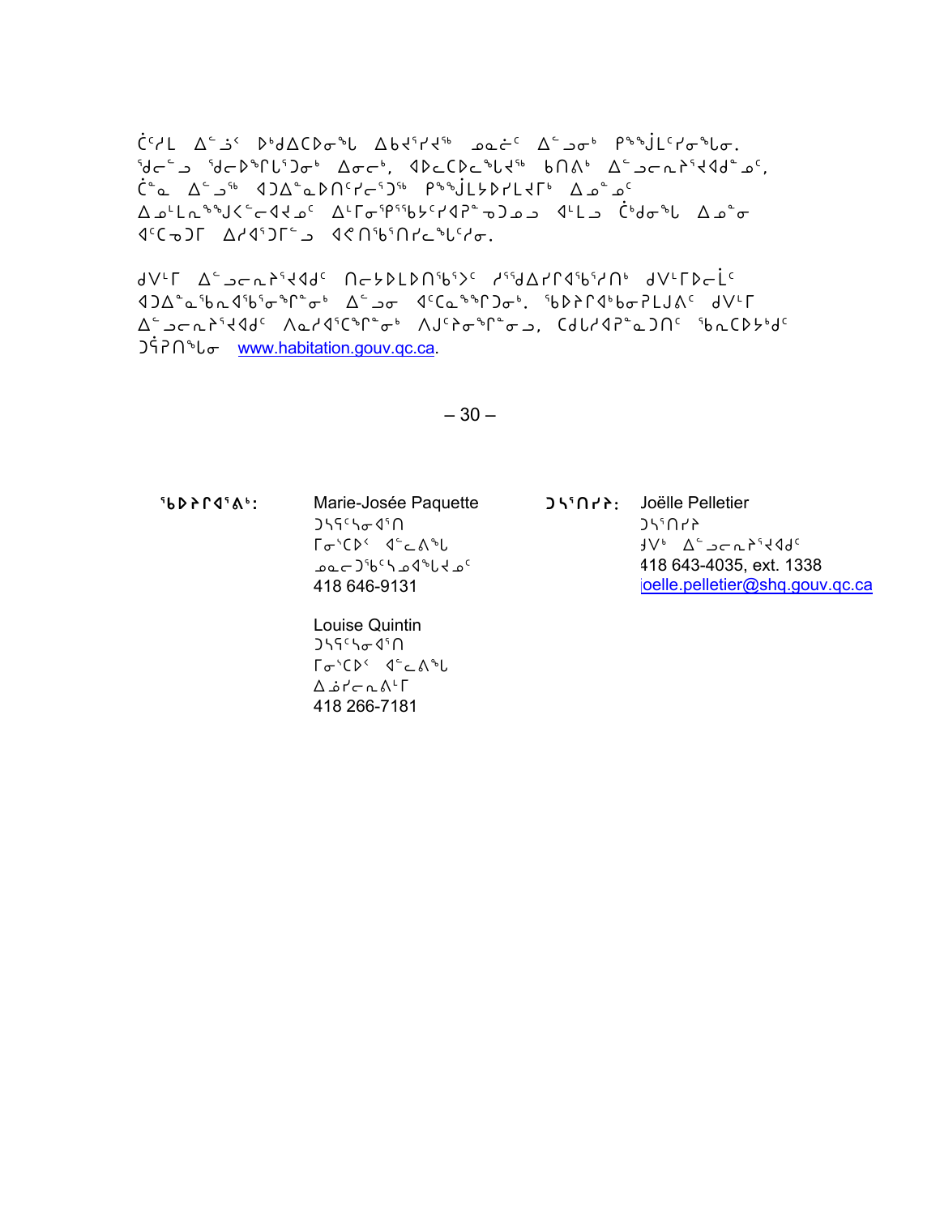ᑖᑦᓯᒪ ᐃᓪᓘᑉ ᐅᒃᑯᐃᑕᐅᓂᖓ ᐃᑲᔪᕐᓯᔪᖅ ᓄᓇᓖᑦ ᐃᓪᓗᓂᒃ ᑭᖕᒨᒪᑦᓯᓂᖓᓂ. ᖁᓕᓪᓗ ᖁᓕᐅᖏᒐᕐᑐᓂᒃ ᐃᓂᓕᒃ, ᐋᐅᓚᑕᐅᓚᖓᔪᖅ ᑲᑎᕕᒃ ᐃᓪᓗᓕᕆᔾᔪᑲᓐᓄᑦ, ᑖᓐᓇ ᐃᓪᓘᖅ ᐊᑐᐃᓐᓇᐅᑎᑦᓯᓕᕐᑐᖅ ᑭᖕᒨᒪᔭᐅᓯᒪᔪᒥᒃ ᐃᓄᓐᓄᑦ ᐃᓄᒻᒪᕆᖕᒍᐸᓪᓕᐊᔪᓄᑦ ᐃᒻᒥᓂᖅᑭᖕᖃᔭᑦᓯᐊᕈᓐᓇᕐᑐᓄᓗ ᐊᒻᒪᓗ ᑖᒃᑯᓂᖓ ᐃᓄᓐᓂ ᐊᑦᑕᓅᑐᒥ ᐃᓯᐊᕐᑐᒥᓪᓗ ᐊᕙᑎᖃᕐᑎᓯᓚᖓᑦᓯᓂ.

ᑯᐯᒥ ᐃᓪᓗᓕᕆᔾᔪᐊᑯᑦ ᑎᓕᔭᐅᒪᐅᑎᖃᕐᐳᑦ ᓯᕐᖁᐃᓯᒥᐊᖃᕐᓯᑎᒃ ᑯᐯᒥᐅᓕᒫᑦ ᐊᑐᐃᓐᓇᖃᓇᐊᖃᕐᓂᖕᒋᓐᓂᒃ ᐃᓪᓗᓂ ᐊᑦᑕᓇᖕᖏᑐᓂᒃ. ᖃᐅᔨᒋᐊᒃᑲᓂᕈᒪᒍᕕᑦ ᑯᐯᒥ ᐃᓪᓗᓕᕆᔾᔪᐊᑯᑦ ᐱᓇᓱᐊᑦᑎᖏᓂᒃ ᐱᒍᑦᓱᓂᖏᓐᓂᓗ, ᑕᑯᓯᐊᕈᓇᖅᑐᑦ ᖃᓇᑕᐅᔭᒃᑯᑦ ᑐᕌᕐᑎᖓᓂ www.habitation.gouv.qc.ca.

– 30 –

ᖃᐅᔨᒋᐊᕐᕕᒃ: Marie-Josée Paquette
ᑐᓴᕈᑦᓴᓂᐊᕐᑎ
ᒥᓂᔅᑕᐅᑉ ᐊᓪᓚᕕᖓ
ᓄᓇᓕᑐᖃᑦᓴᓄᐊᖓᔪᓄᑦ
418 646-9131

Louise Quintin
ᑐᓴᕈᑦᓴᓂᐊᕐᑎ
ᒥᓂᔅᑕᐅᑉ ᐊᓪᓚᕕᖓ
ᐃᓅᓯᓕᕆᕕᒻᒥ
418 266-7181

ᑐᓴᕐᑎᓯᔩ: Joëlle Pelletier
ᑐᓴᕐᑎᓯᔩ
ᑯᐯᒃ ᐃᓪᓗᓕᕆᔾᔪᐊᑯᑦ
418 643-4035, ext. 1338
joelle.pelletier@shq.gouv.qc.ca